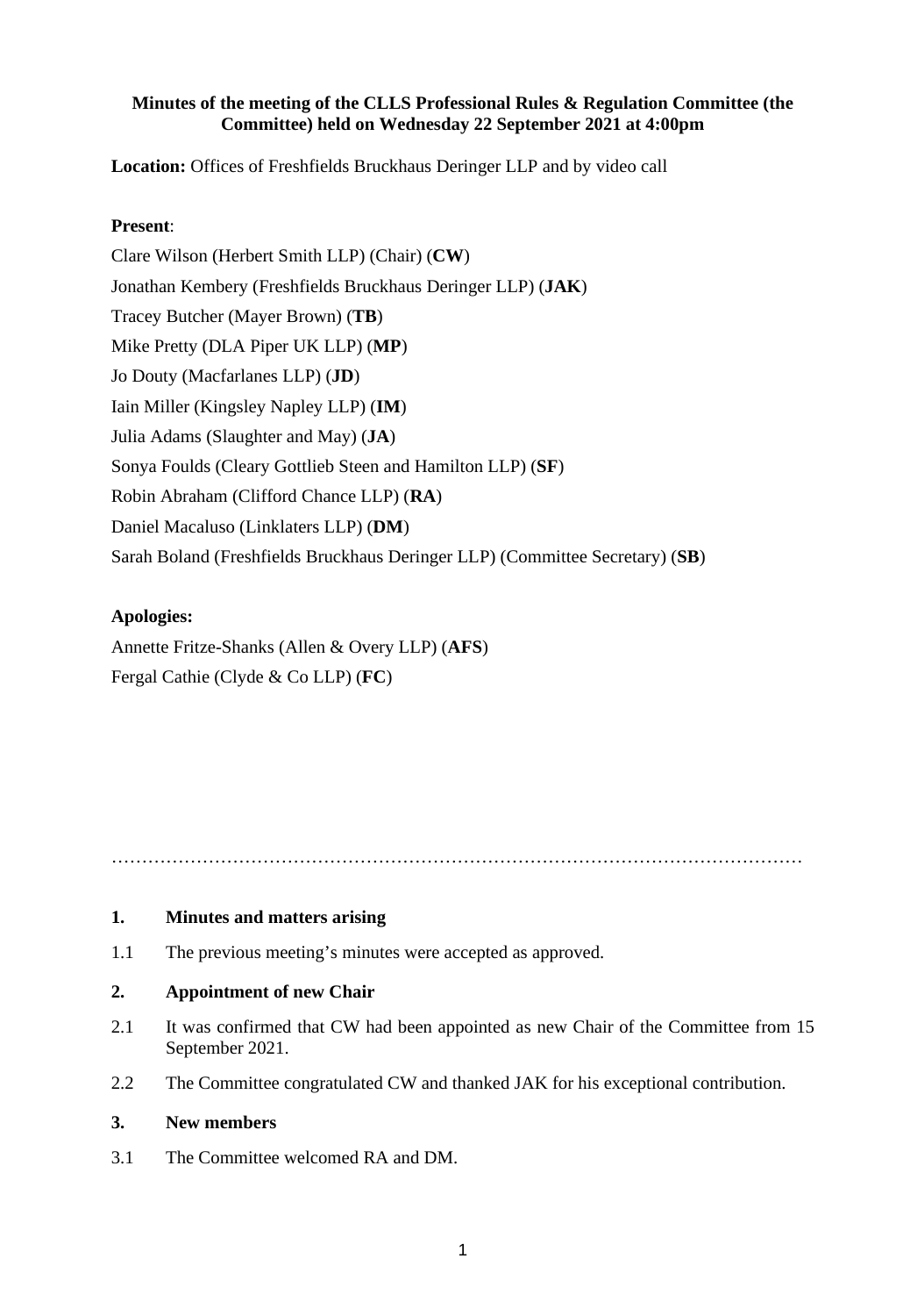**Minutes of the meeting of the CLLS Professional Rules & Regulation Committee (the Committee) held on Wednesday 22 September 2021 at 4:00pm**

**Location:** Offices of Freshfields Bruckhaus Deringer LLP and by video call

**Present**:

Clare Wilson (Herbert Smith LLP) (Chair) (**CW**)

Jonathan Kembery (Freshfields Bruckhaus Deringer LLP) (**JAK**)

Tracey Butcher (Mayer Brown) (**TB**)

Mike Pretty (DLA Piper UK LLP) (**MP**)

Jo Douty (Macfarlanes LLP) (**JD**)

Iain Miller (Kingsley Napley LLP) (**IM**)

Julia Adams (Slaughter and May) (**JA**)

Sonya Foulds (Cleary Gottlieb Steen and Hamilton LLP) (**SF**)

Robin Abraham (Clifford Chance LLP) (**RA**)

Daniel Macaluso (Linklaters LLP) (**DM**)

Sarah Boland (Freshfields Bruckhaus Deringer LLP) (Committee Secretary) (**SB**)

**Apologies:**

Annette Fritze-Shanks (Allen & Overy LLP) (**AFS**)

Fergal Cathie (Clyde & Co LLP) (**FC**)

…………………………………………………………………………………………………

## 1. Minutes and matters arising

1.1 The previous meeting's minutes were accepted as approved.

## 2. Appointment of new Chair

2.1 It was confirmed that CW had been appointed as new Chair of the Committee from 15 September 2021.

2.2 The Committee congratulated CW and thanked JAK for his exceptional contribution.

## 3. New members

3.1 The Committee welcomed RA and DM.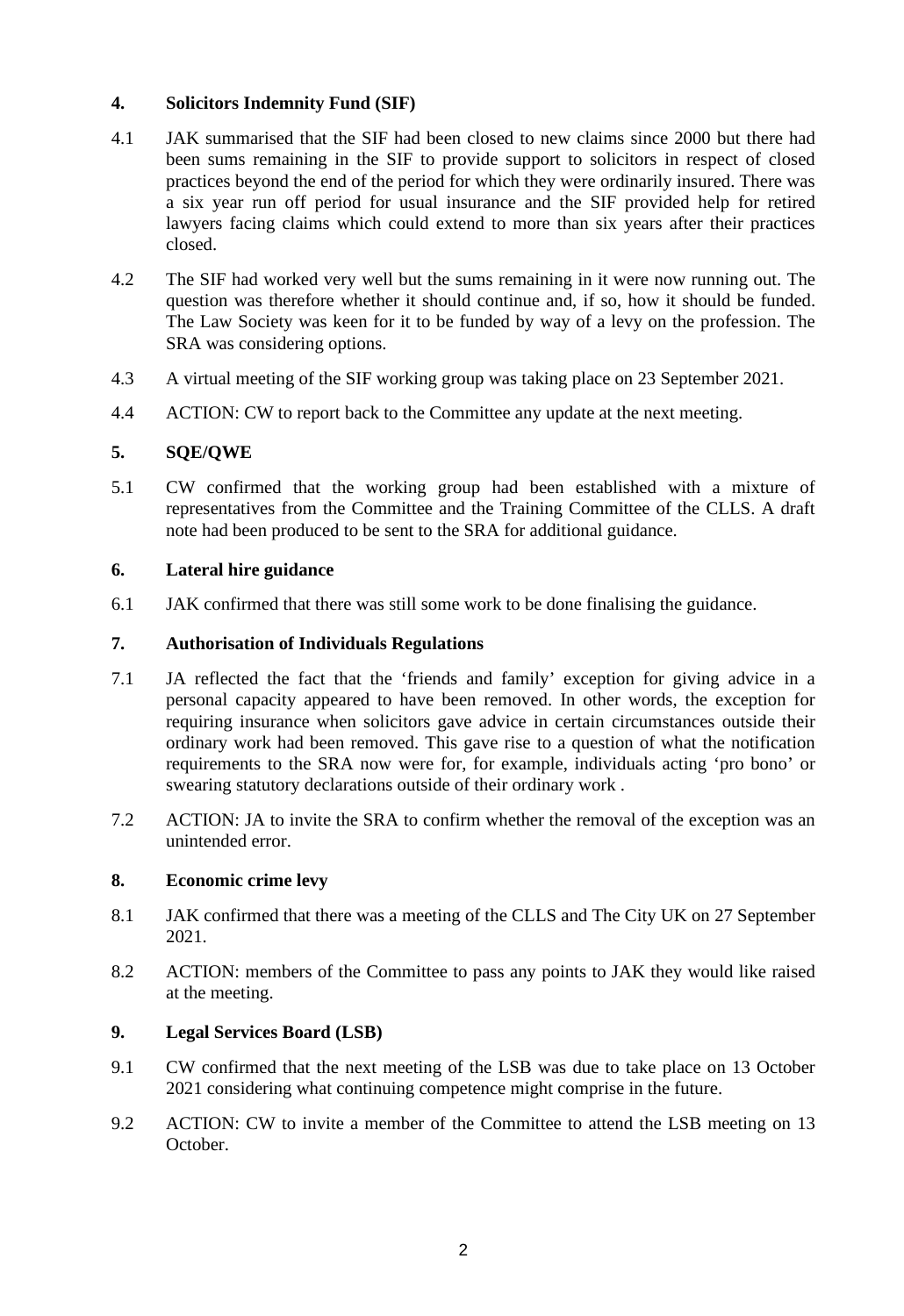## 4. Solicitors Indemnity Fund (SIF)

4.1 JAK summarised that the SIF had been closed to new claims since 2000 but there had been sums remaining in the SIF to provide support to solicitors in respect of closed practices beyond the end of the period for which they were ordinarily insured. There was a six year run off period for usual insurance and the SIF provided help for retired lawyers facing claims which could extend to more than six years after their practices closed.

4.2 The SIF had worked very well but the sums remaining in it were now running out. The question was therefore whether it should continue and, if so, how it should be funded. The Law Society was keen for it to be funded by way of a levy on the profession. The SRA was considering options.

4.3 A virtual meeting of the SIF working group was taking place on 23 September 2021.

4.4 ACTION: CW to report back to the Committee any update at the next meeting.

## 5. SQE/QWE

5.1 CW confirmed that the working group had been established with a mixture of representatives from the Committee and the Training Committee of the CLLS. A draft note had been produced to be sent to the SRA for additional guidance.

## 6. Lateral hire guidance

6.1 JAK confirmed that there was still some work to be done finalising the guidance.

## 7. Authorisation of Individuals Regulations

7.1 JA reflected the fact that the 'friends and family' exception for giving advice in a personal capacity appeared to have been removed. In other words, the exception for requiring insurance when solicitors gave advice in certain circumstances outside their ordinary work had been removed. This gave rise to a question of what the notification requirements to the SRA now were for, for example, individuals acting 'pro bono' or swearing statutory declarations outside of their ordinary work .

7.2 ACTION: JA to invite the SRA to confirm whether the removal of the exception was an unintended error.

## 8. Economic crime levy

8.1 JAK confirmed that there was a meeting of the CLLS and The City UK on 27 September 2021.

8.2 ACTION: members of the Committee to pass any points to JAK they would like raised at the meeting.

## 9. Legal Services Board (LSB)

9.1 CW confirmed that the next meeting of the LSB was due to take place on 13 October 2021 considering what continuing competence might comprise in the future.

9.2 ACTION: CW to invite a member of the Committee to attend the LSB meeting on 13 October.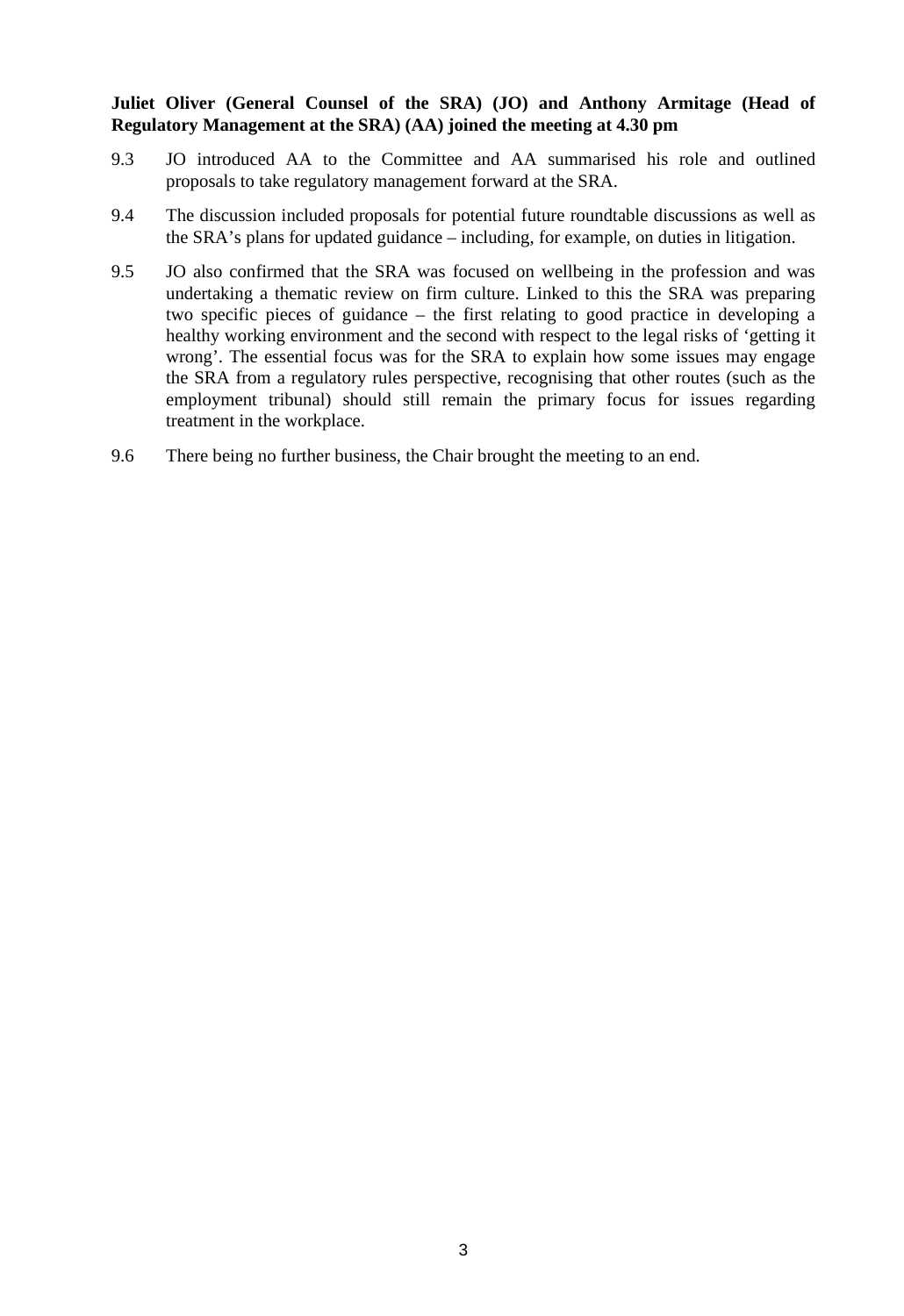**Juliet Oliver (General Counsel of the SRA) (JO) and Anthony Armitage (Head of Regulatory Management at the SRA) (AA) joined the meeting at 4.30 pm**

9.3 JO introduced AA to the Committee and AA summarised his role and outlined proposals to take regulatory management forward at the SRA.

9.4 The discussion included proposals for potential future roundtable discussions as well as the SRA's plans for updated guidance – including, for example, on duties in litigation.

9.5 JO also confirmed that the SRA was focused on wellbeing in the profession and was undertaking a thematic review on firm culture. Linked to this the SRA was preparing two specific pieces of guidance – the first relating to good practice in developing a healthy working environment and the second with respect to the legal risks of 'getting it wrong'. The essential focus was for the SRA to explain how some issues may engage the SRA from a regulatory rules perspective, recognising that other routes (such as the employment tribunal) should still remain the primary focus for issues regarding treatment in the workplace.

9.6 There being no further business, the Chair brought the meeting to an end.